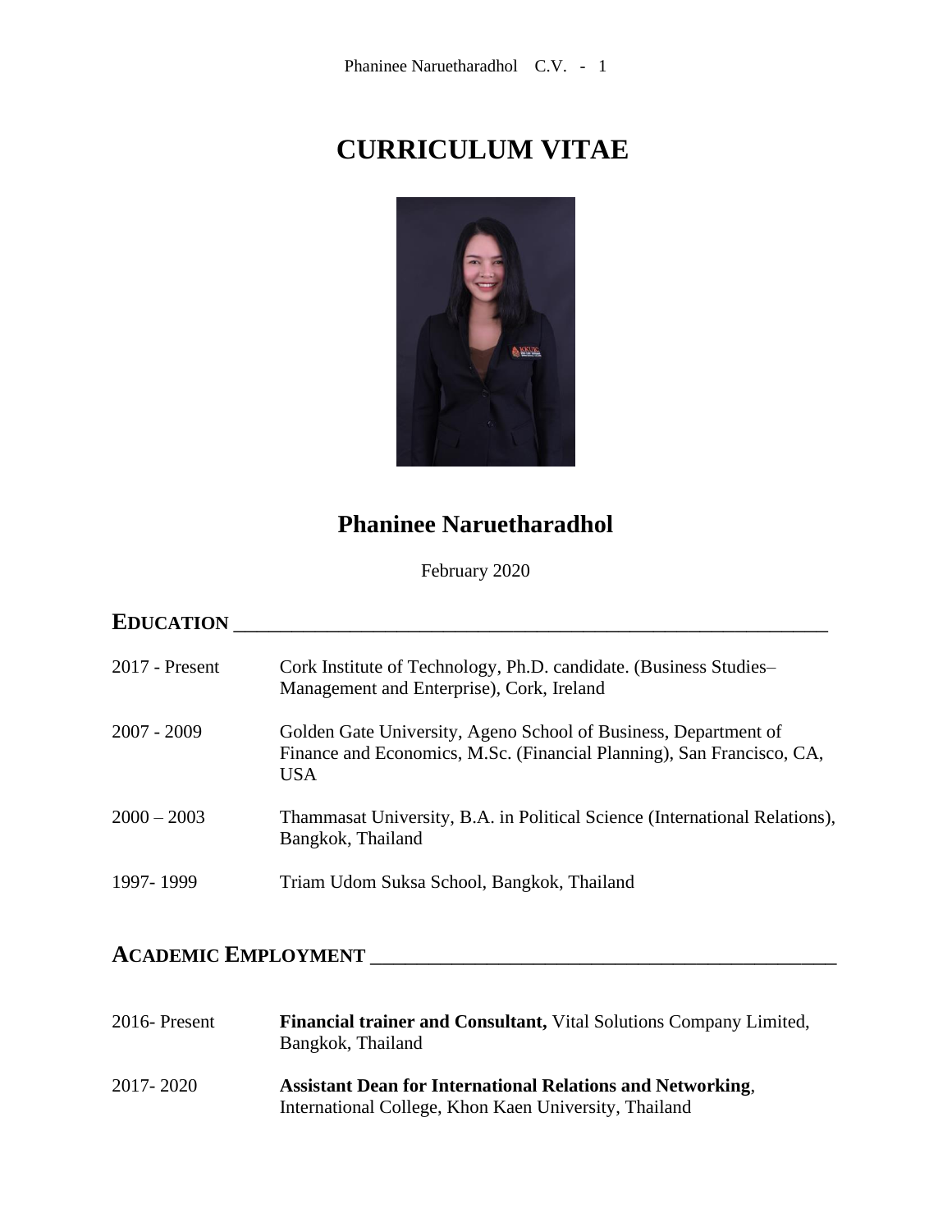# CURRICULUM VITAE

## Phaninee Naruetharadhol

February 2020

## EDUCATION

| | |
|---|---|
| 2017 - Present | Cork Institute of Technology, Ph.D. candidate. (Business Studies–Management and Enterprise), Cork, Ireland |
| 2007 - 2009 | Golden Gate University, Ageno School of Business, Department of Finance and Economics, M.Sc. (Financial Planning), San Francisco, CA, USA |
| 2000 – 2003 | Thammasat University, B.A. in Political Science (International Relations), Bangkok, Thailand |
| 1997- 1999 | Triam Udom Suksa School, Bangkok, Thailand |

## ACADEMIC EMPLOYMENT

| | |
|---|---|
| 2016- Present | **Financial trainer and Consultant,** Vital Solutions Company Limited, Bangkok, Thailand |
| 2017- 2020 | **Assistant Dean for International Relations and Networking**, International College, Khon Kaen University, Thailand |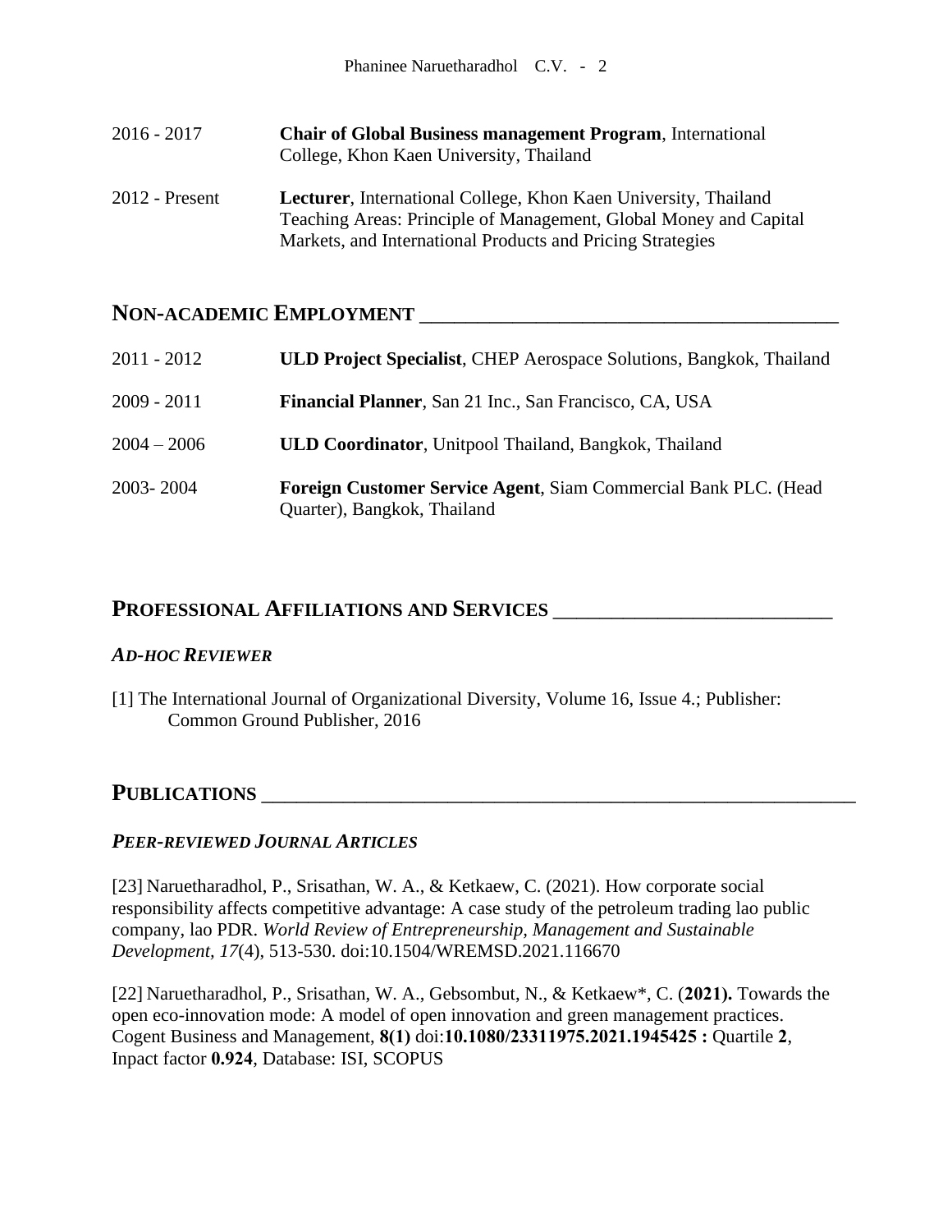2016 - 2017 **Chair of Global Business management Program**, International College, Khon Kaen University, Thailand

2012 - Present **Lecturer**, International College, Khon Kaen University, Thailand
Teaching Areas: Principle of Management, Global Money and Capital Markets, and International Products and Pricing Strategies

## NON-ACADEMIC EMPLOYMENT

2011 - 2012 **ULD Project Specialist**, CHEP Aerospace Solutions, Bangkok, Thailand

2009 - 2011 **Financial Planner**, San 21 Inc., San Francisco, CA, USA

2004 – 2006 **ULD Coordinator**, Unitpool Thailand, Bangkok, Thailand

2003- 2004 **Foreign Customer Service Agent**, Siam Commercial Bank PLC. (Head Quarter), Bangkok, Thailand

## PROFESSIONAL AFFILIATIONS AND SERVICES

### *AD-HOC REVIEWER*

[1] The International Journal of Organizational Diversity, Volume 16, Issue 4.; Publisher: Common Ground Publisher, 2016

## PUBLICATIONS

### *PEER-REVIEWED JOURNAL ARTICLES*

[23] Naruetharadhol, P., Srisathan, W. A., & Ketkaew, C. (2021). How corporate social responsibility affects competitive advantage: A case study of the petroleum trading lao public company, lao PDR. *World Review of Entrepreneurship, Management and Sustainable Development, 17*(4), 513-530. doi:10.1504/WREMSD.2021.116670

[22] Naruetharadhol, P., Srisathan, W. A., Gebsombut, N., & Ketkaew*, C. (**2021).** Towards the open eco-innovation mode: A model of open innovation and green management practices. Cogent Business and Management, **8(1)** doi:**10.1080/23311975.2021.1945425 :** Quartile **2**, Inpact factor **0.924**, Database: ISI, SCOPUS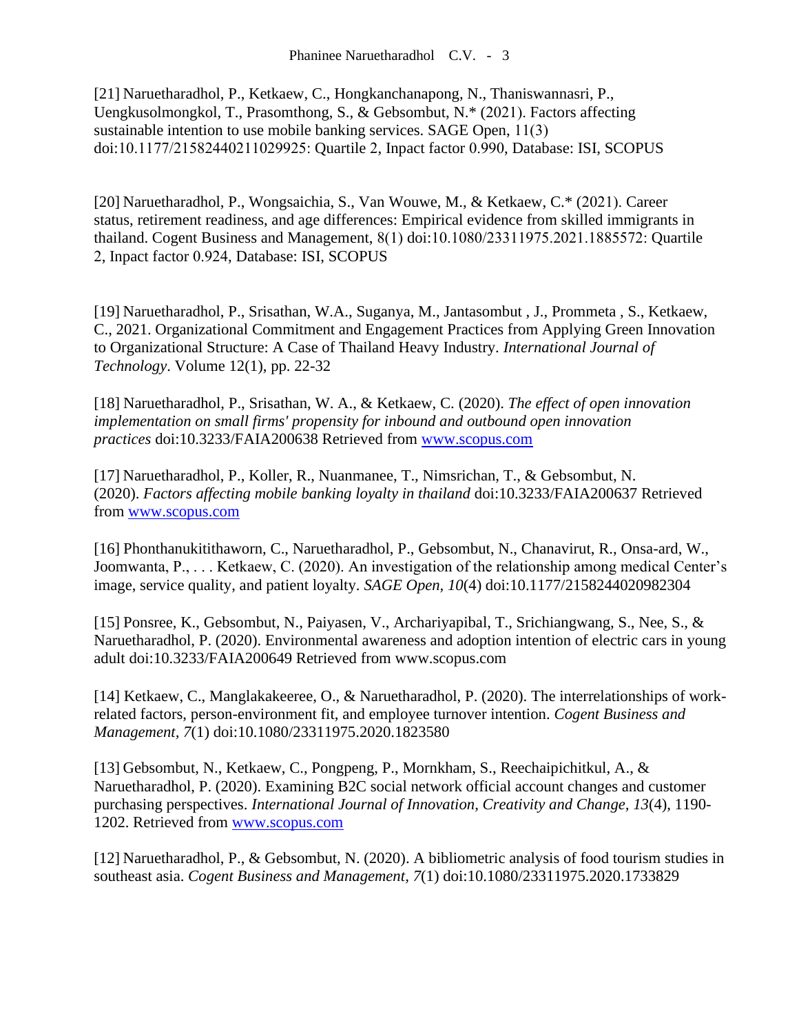[21] Naruetharadhol, P., Ketkaew, C., Hongkanchanapong, N., Thaniswannasri, P., Uengkusolmongkol, T., Prasomthong, S., & Gebsombut, N.* (2021). Factors affecting sustainable intention to use mobile banking services. SAGE Open, 11(3) doi:10.1177/21582440211029925: Quartile 2, Impact factor 0.990, Database: ISI, SCOPUS

[20] Naruetharadhol, P., Wongsaichia, S., Van Wouwe, M., & Ketkaew, C.* (2021). Career status, retirement readiness, and age differences: Empirical evidence from skilled immigrants in thailand. Cogent Business and Management, 8(1) doi:10.1080/23311975.2021.1885572: Quartile 2, Inpact factor 0.924, Database: ISI, SCOPUS

[19] Naruetharadhol, P., Srisathan, W.A., Suganya, M., Jantasombut , J., Prommeta , S., Ketkaew, C., 2021. Organizational Commitment and Engagement Practices from Applying Green Innovation to Organizational Structure: A Case of Thailand Heavy Industry. *International Journal of Technology*. Volume 12(1), pp. 22-32

[18] Naruetharadhol, P., Srisathan, W. A., & Ketkaew, C. (2020). *The effect of open innovation implementation on small firms' propensity for inbound and outbound open innovation practices* doi:10.3233/FAIA200638 Retrieved from www.scopus.com

[17] Naruetharadhol, P., Koller, R., Nuanmanee, T., Nimsrichan, T., & Gebsombut, N. (2020). *Factors affecting mobile banking loyalty in thailand* doi:10.3233/FAIA200637 Retrieved from www.scopus.com

[16] Phonthanukitithaworn, C., Naruetharadhol, P., Gebsombut, N., Chanavirut, R., Onsa-ard, W., Joomwanta, P., . . . Ketkaew, C. (2020). An investigation of the relationship among medical Center's image, service quality, and patient loyalty. *SAGE Open*, *10*(4) doi:10.1177/2158244020982304

[15] Ponsree, K., Gebsombut, N., Paiyasen, V., Archariyapibal, T., Srichiangwang, S., Nee, S., & Naruetharadhol, P. (2020). Environmental awareness and adoption intention of electric cars in young adult doi:10.3233/FAIA200649 Retrieved from www.scopus.com

[14] Ketkaew, C., Manglakakeeree, O., & Naruetharadhol, P. (2020). The interrelationships of work-related factors, person-environment fit, and employee turnover intention. *Cogent Business and Management*, *7*(1) doi:10.1080/23311975.2020.1823580

[13] Gebsombut, N., Ketkaew, C., Pongpeng, P., Mornkham, S., Reechaipichitkul, A., & Naruetharadhol, P. (2020). Examining B2C social network official account changes and customer purchasing perspectives. *International Journal of Innovation, Creativity and Change, 13*(4), 1190-1202. Retrieved from www.scopus.com

[12] Naruetharadhol, P., & Gebsombut, N. (2020). A bibliometric analysis of food tourism studies in southeast asia. *Cogent Business and Management, 7*(1) doi:10.1080/23311975.2020.1733829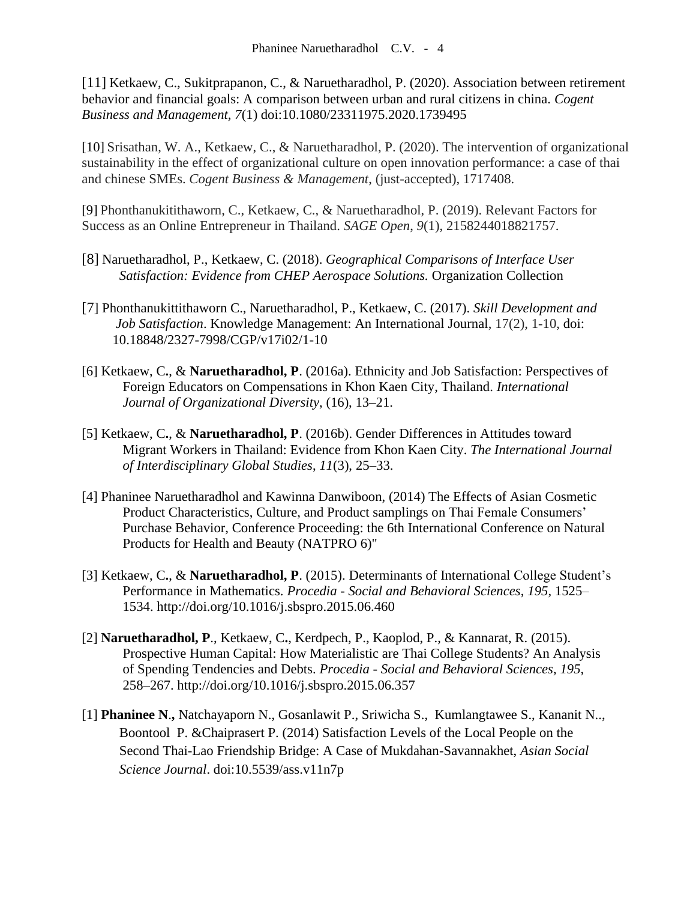[11] Ketkaew, C., Sukitprapanon, C., & Naruetharadhol, P. (2020). Association between retirement behavior and financial goals: A comparison between urban and rural citizens in china. *Cogent Business and Management, 7*(1) doi:10.1080/23311975.2020.1739495

[10] Srisathan, W. A., Ketkaew, C., & Naruetharadhol, P. (2020). The intervention of organizational sustainability in the effect of organizational culture on open innovation performance: a case of thai and chinese SMEs. *Cogent Business & Management*, (just-accepted), 1717408.

[9] Phonthanukitithaworn, C., Ketkaew, C., & Naruetharadhol, P. (2019). Relevant Factors for Success as an Online Entrepreneur in Thailand. *SAGE Open*, *9*(1), 2158244018821757.

[8] Naruetharadhol, P., Ketkaew, C. (2018). *Geographical Comparisons of Interface User Satisfaction: Evidence from CHEP Aerospace Solutions.* Organization Collection

[7] Phonthanukittithaworn C., Naruetharadhol, P., Ketkaew, C. (2017). *Skill Development and Job Satisfaction*. Knowledge Management: An International Journal, 17(2), 1-10, doi: 10.18848/2327-7998/CGP/v17i02/1-10

[6] Ketkaew, C., & **Naruetharadhol, P**. (2016a). Ethnicity and Job Satisfaction: Perspectives of Foreign Educators on Compensations in Khon Kaen City, Thailand. *International Journal of Organizational Diversity*, (16), 13–21.

[5] Ketkaew, C., & **Naruetharadhol, P**. (2016b). Gender Differences in Attitudes toward Migrant Workers in Thailand: Evidence from Khon Kaen City. *The International Journal of Interdisciplinary Global Studies*, *11*(3), 25–33.

[4] Phaninee Naruetharadhol and Kawinna Danwiboon, (2014) The Effects of Asian Cosmetic Product Characteristics, Culture, and Product samplings on Thai Female Consumers' Purchase Behavior, Conference Proceeding: the 6th International Conference on Natural Products for Health and Beauty (NATPRO 6)"

[3] Ketkaew, C., & **Naruetharadhol, P**. (2015). Determinants of International College Student's Performance in Mathematics. *Procedia - Social and Behavioral Sciences*, *195*, 1525–1534. http://doi.org/10.1016/j.sbspro.2015.06.460

[2] **Naruetharadhol, P**., Ketkaew, C., Kerdpech, P., Kaoplod, P., & Kannarat, R. (2015). Prospective Human Capital: How Materialistic are Thai College Students? An Analysis of Spending Tendencies and Debts. *Procedia - Social and Behavioral Sciences*, *195*, 258–267. http://doi.org/10.1016/j.sbspro.2015.06.357

[1] **Phaninee N.,** Natchayaporn N., Gosanlawit P., Sriwicha S., Kumlangtawee S., Kananit N.., Boontool P. &Chaiprasert P. (2014) Satisfaction Levels of the Local People on the Second Thai-Lao Friendship Bridge: A Case of Mukdahan-Savannakhet, *Asian Social Science Journal*. doi:10.5539/ass.v11n7p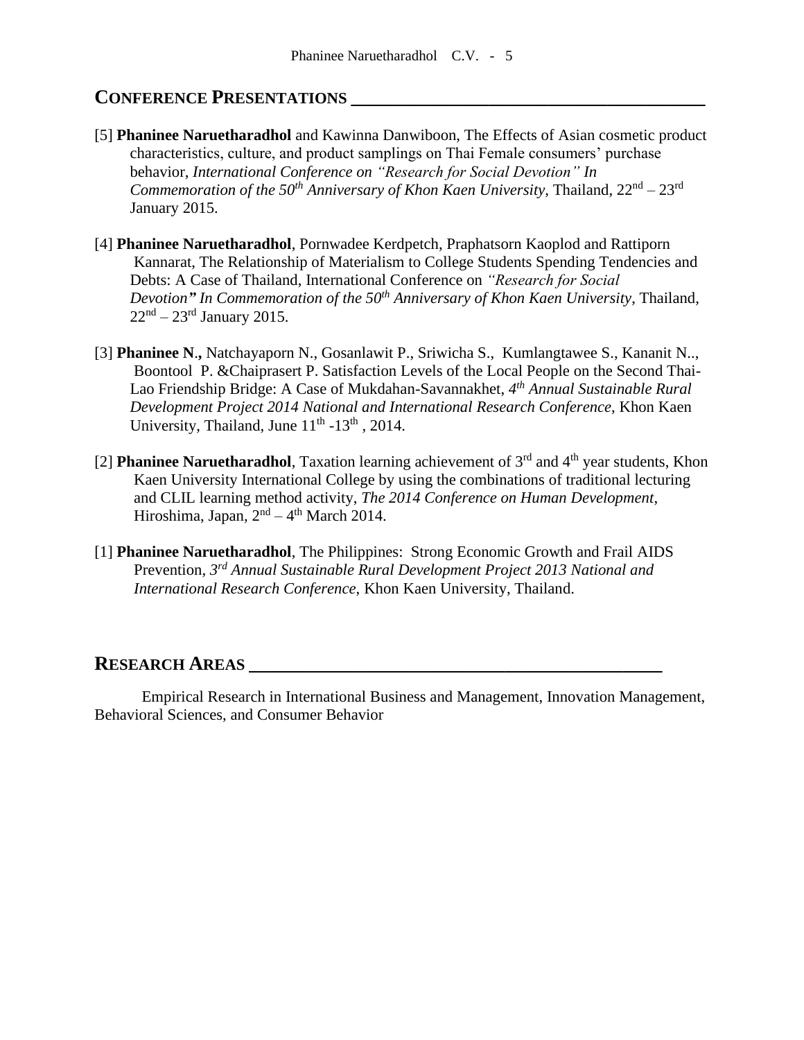## CONFERENCE PRESENTATIONS

[5] **Phaninee Naruetharadhol** and Kawinna Danwiboon, The Effects of Asian cosmetic product characteristics, culture, and product samplings on Thai Female consumers' purchase behavior, *International Conference on "Research for Social Devotion" In Commemoration of the 50th Anniversary of Khon Kaen University*, Thailand, 22nd – 23rd January 2015.

[4] **Phaninee Naruetharadhol**, Pornwadee Kerdpetch, Praphatsorn Kaoplod and Rattiporn Kannarat, The Relationship of Materialism to College Students Spending Tendencies and Debts: A Case of Thailand, International Conference on *"Research for Social Devotion" In Commemoration of the 50th Anniversary of Khon Kaen University*, Thailand, 22nd – 23rd January 2015.

[3] **Phaninee N.,** Natchayaporn N., Gosanlawit P., Sriwicha S., Kumlangtawee S., Kananit N.., Boontool P. &Chaiprasert P. Satisfaction Levels of the Local People on the Second Thai-Lao Friendship Bridge: A Case of Mukdahan-Savannakhet, *4th Annual Sustainable Rural Development Project 2014 National and International Research Conference*, Khon Kaen University, Thailand, June 11th -13th , 2014.

[2] **Phaninee Naruetharadhol**, Taxation learning achievement of 3rd and 4th year students, Khon Kaen University International College by using the combinations of traditional lecturing and CLIL learning method activity, *The 2014 Conference on Human Development*, Hiroshima, Japan, 2nd – 4th March 2014.

[1] **Phaninee Naruetharadhol**, The Philippines: Strong Economic Growth and Frail AIDS Prevention, *3rd Annual Sustainable Rural Development Project 2013 National and International Research Conference*, Khon Kaen University, Thailand.

## RESEARCH AREAS

Empirical Research in International Business and Management, Innovation Management, Behavioral Sciences, and Consumer Behavior